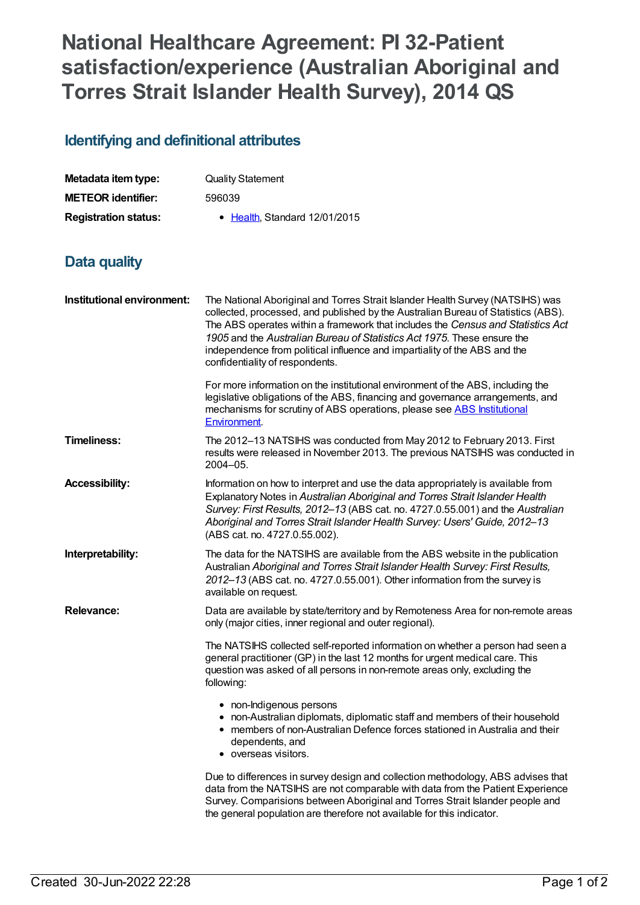# National Healthcare Agreement: PI 32-Patient satisfaction/experience (Australian Aboriginal and Torres Strait Islander Health Survey), 2014 QS

## Identifying and definitional attributes

| | |
|---|---|
| **Metadata item type:** | Quality Statement |
| **METEOR identifier:** | 596039 |
| **Registration status:** | • Health, Standard 12/01/2015 |

## Data quality

**Institutional environment:**

The National Aboriginal and Torres Strait Islander Health Survey (NATSIHS) was collected, processed, and published by the Australian Bureau of Statistics (ABS). The ABS operates within a framework that includes the *Census and Statistics Act 1905* and the *Australian Bureau of Statistics Act 1975*. These ensure the independence from political influence and impartiality of the ABS and the confidentiality of respondents.

For more information on the institutional environment of the ABS, including the legislative obligations of the ABS, financing and governance arrangements, and mechanisms for scrutiny of ABS operations, please see ABS Institutional Environment.

**Timeliness:**

The 2012–13 NATSIHS was conducted from May 2012 to February 2013. First results were released in November 2013. The previous NATSIHS was conducted in 2004–05.

**Accessibility:**

Information on how to interpret and use the data appropriately is available from Explanatory Notes in *Australian Aboriginal and Torres Strait Islander Health Survey: First Results, 2012–13* (ABS cat. no. 4727.0.55.001) and the *Australian Aboriginal and Torres Strait Islander Health Survey: Users' Guide, 2012–13* (ABS cat. no. 4727.0.55.002).

**Interpretability:**

The data for the NATSIHS are available from the ABS website in the publication Australian *Aboriginal and Torres Strait Islander Health Survey: First Results, 2012–13* (ABS cat. no. 4727.0.55.001). Other information from the survey is available on request.

**Relevance:**

Data are available by state/territory and by Remoteness Area for non-remote areas only (major cities, inner regional and outer regional).

The NATSIHS collected self-reported information on whether a person had seen a general practitioner (GP) in the last 12 months for urgent medical care. This question was asked of all persons in non-remote areas only, excluding the following:

- non-Indigenous persons
- non-Australian diplomats, diplomatic staff and members of their household
- members of non-Australian Defence forces stationed in Australia and their dependents, and
- overseas visitors.

Due to differences in survey design and collection methodology, ABS advises that data from the NATSIHS are not comparable with data from the Patient Experience Survey. Comparisions between Aboriginal and Torres Strait Islander people and the general population are therefore not available for this indicator.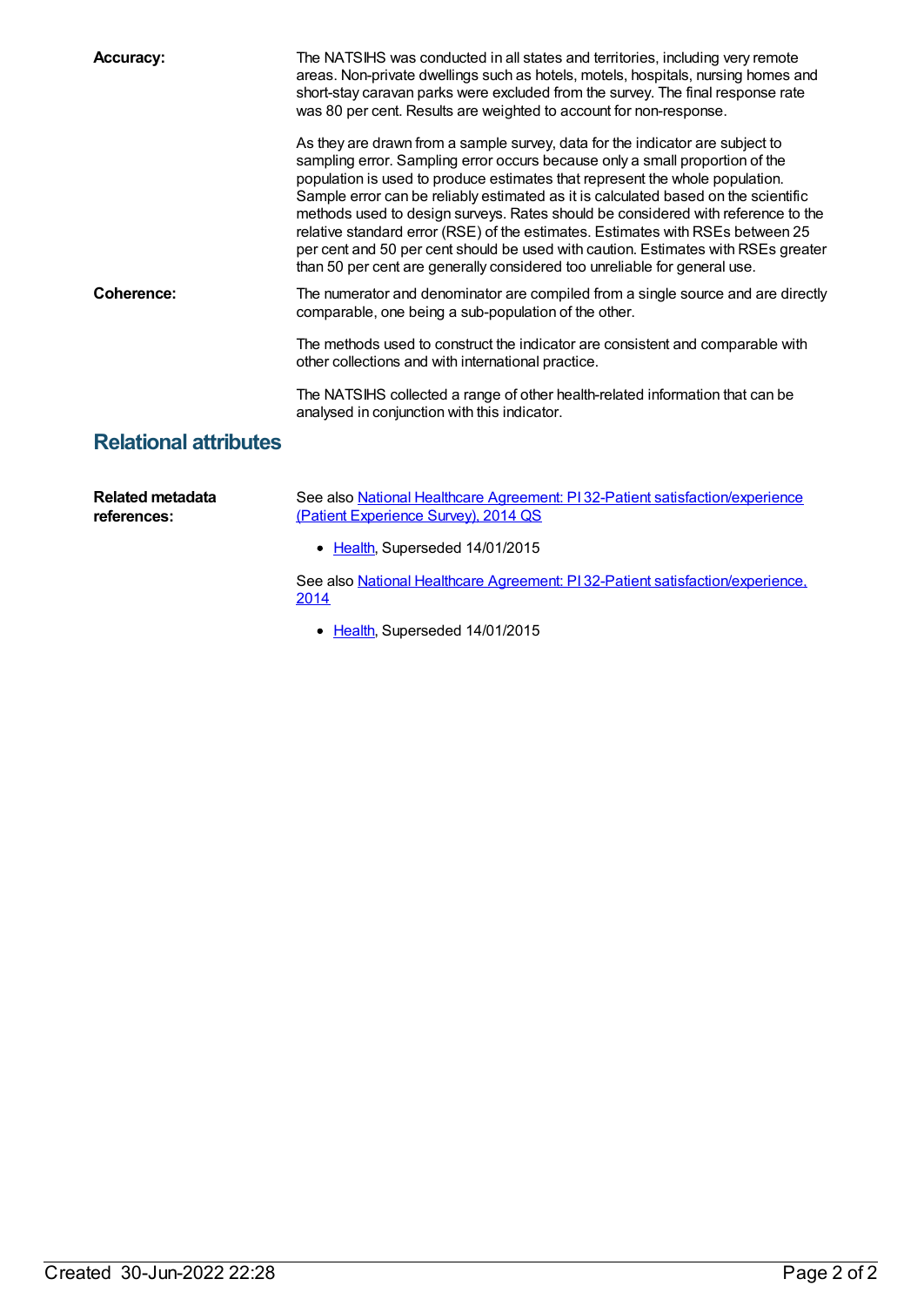**Accuracy:**

The NATSIHS was conducted in all states and territories, including very remote areas. Non-private dwellings such as hotels, motels, hospitals, nursing homes and short-stay caravan parks were excluded from the survey. The final response rate was 80 per cent. Results are weighted to account for non-response.

As they are drawn from a sample survey, data for the indicator are subject to sampling error. Sampling error occurs because only a small proportion of the population is used to produce estimates that represent the whole population. Sample error can be reliably estimated as it is calculated based on the scientific methods used to design surveys. Rates should be considered with reference to the relative standard error (RSE) of the estimates. Estimates with RSEs between 25 per cent and 50 per cent should be used with caution. Estimates with RSEs greater than 50 per cent are generally considered too unreliable for general use.

**Coherence:**

The numerator and denominator are compiled from a single source and are directly comparable, one being a sub-population of the other.

The methods used to construct the indicator are consistent and comparable with other collections and with international practice.

The NATSIHS collected a range of other health-related information that can be analysed in conjunction with this indicator.

## Relational attributes

**Related metadata references:**

See also National Healthcare Agreement: PI 32-Patient satisfaction/experience (Patient Experience Survey), 2014 QS

- Health, Superseded 14/01/2015

See also National Healthcare Agreement: PI 32-Patient satisfaction/experience, 2014

- Health, Superseded 14/01/2015